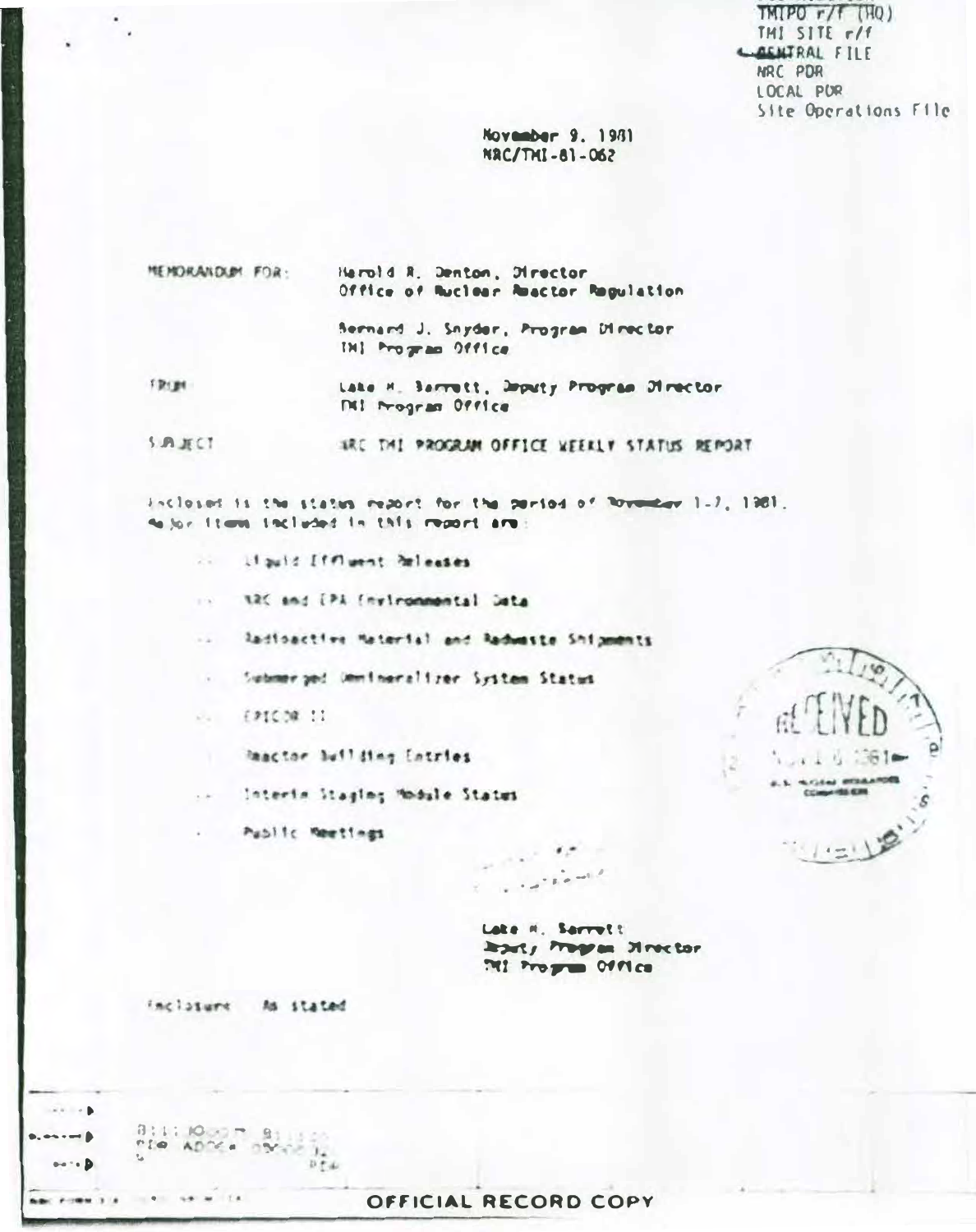TMIPO r/f (HQ)
TMI SITE r/f
CENTRAL FILE
NRC PDR
LOCAL PDR
Site Operations File

November 9, 1981
NRC/TMI-81-062

MEMORANDUM FOR: Harold R. Denton, Director
Office of Nuclear Reactor Regulation

Bernard J. Snyder, Program Director
TMI Program Office

FROM: Lake H. Barrett, Deputy Program Director
TMI Program Office

SUBJECT: NRC TMI PROGRAM OFFICE WEEKLY STATUS REPORT

Enclosed is the status report for the period of November 1-7, 1981. Major items included in this report are:

- Liquid Effluent Releases
- NRC and EPA Environmental Data
- Radioactive Material and Radwaste Shipments
- Submerged Demineralizer System Status
- EPICOR II
- Reactor Building Entries
- Interim Staging Module Status
- Public Meetings

RECEIVED

Lake H. Barrett
Deputy Program Director
TMI Program Office

Enclosure: As stated

OFFICIAL RECORD COPY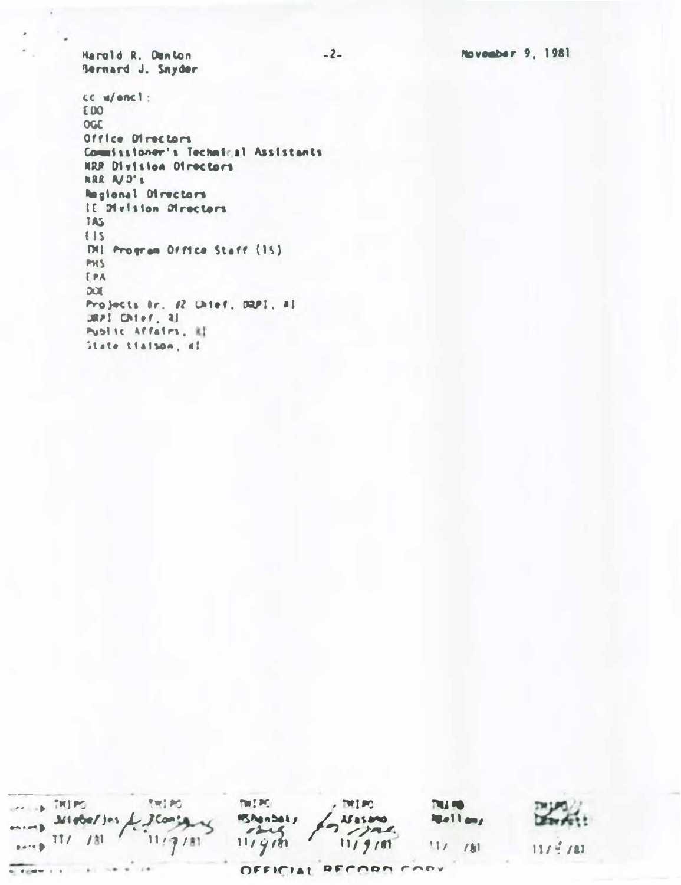Harold R. Denton
Bernard J. Snyder

-2-

November 9, 1981

cc w/encl:
EDO
OGC
Office Directors
Commissioner's Technical Assistants
NRR Division Directors
NRR A/D's
Regional Directors
IE Division Directors
TAS
EIS
TMI Program Office Staff (15)
PHS
EPA
DOE
Projects Br. #2 Chief, DRPI, RI
DRPI Chief, RI
Public Affairs, RI
State Liaison, RI

| TMIPO | TMIPO | TMIPO | TMIPO | TMIPO | TMIPO |
|---|---|---|---|---|---|
| JWiebe/jes | JCollins | RBhenbaty | AFasano | RBellamy | LBarrett |
| 11/ /81 | 11/9/81 | 11/9/81 | 11/9/81 | 11/ /81 | 11/9/81 |

OFFICIAL RECORD COPY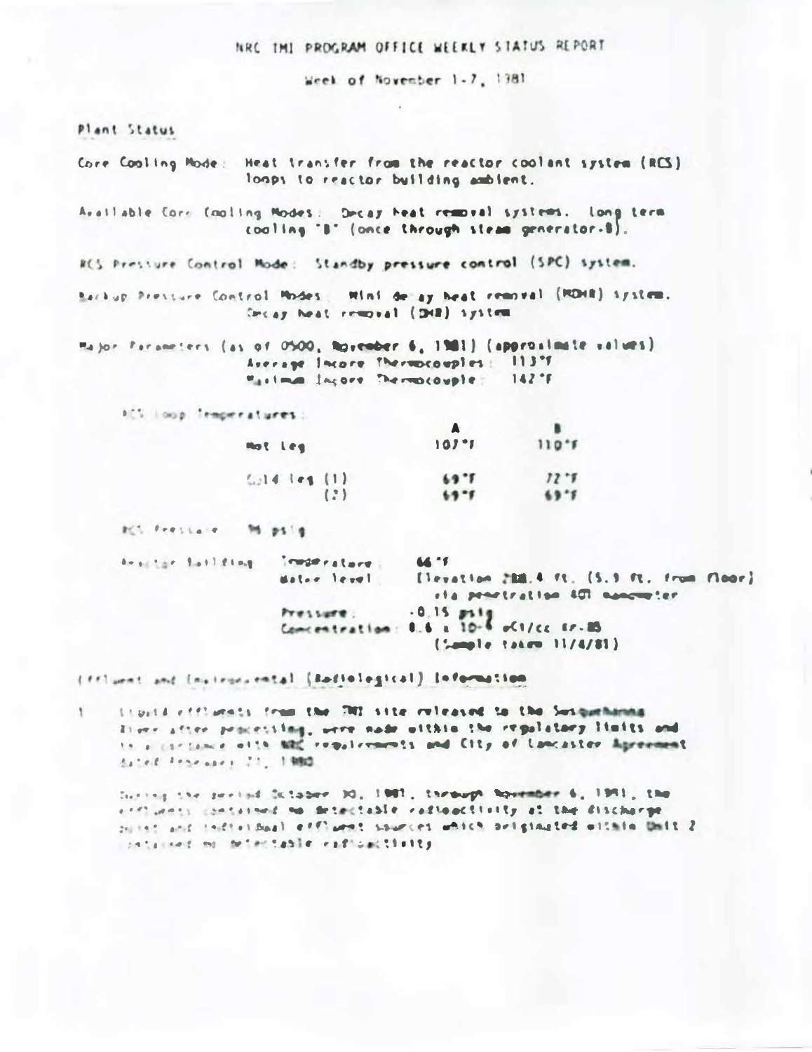# NRC TMI PROGRAM OFFICE WEEKLY STATUS REPORT

Week of November 1-7, 1981

## Plant Status

Core Cooling Mode: Heat transfer from the reactor coolant system (RCS) loops to reactor building ambient.

Available Core Cooling Modes: Decay heat removal systems. Long term cooling "B" (once through steam generator-B).

RCS Pressure Control Mode: Standby pressure control (SPC) system.

Backup Pressure Control Modes: Mini decay heat removal (MDHR) system. Decay heat removal (DHR) system

Major Parameters (as of 0500, November 6, 1981) (approximate values)
Average Incore Thermocouples: 113°F
Maximum Incore Thermocouple: 142°F

RCS Loop Temperatures:

| | A | B |
|---|---|---|
| Hot Leg | 107°F | 110°F |
| Cold Leg (1) | 69°F | 72°F |
| (2) | 69°F | 69°F |

RCS Pressure: 96 psig

Reactor Building: Temperature: 66°F
Water level: Elevation 288.4 ft. (5.9 ft. from floor) via penetration 401 manometer
Pressure: -0.15 psig
Concentration: $8.6 \times 10^{-6}$ uCi/cc Kr-85 (Sample taken 11/4/81)

## Effluent and Environmental (Radiological) Information

1. Liquid effluents from the TMI site released to the Susquehanna River after processing, were made within the regulatory limits and in accordance with NRC requirements and City of Lancaster Agreement dated February 27, 1980.

   During the period October 30, 1981, through November 6, 1981, the effluents contained no detectable radioactivity at the discharge point and individual effluent sources which originated within Unit 2 contained no detectable radioactivity.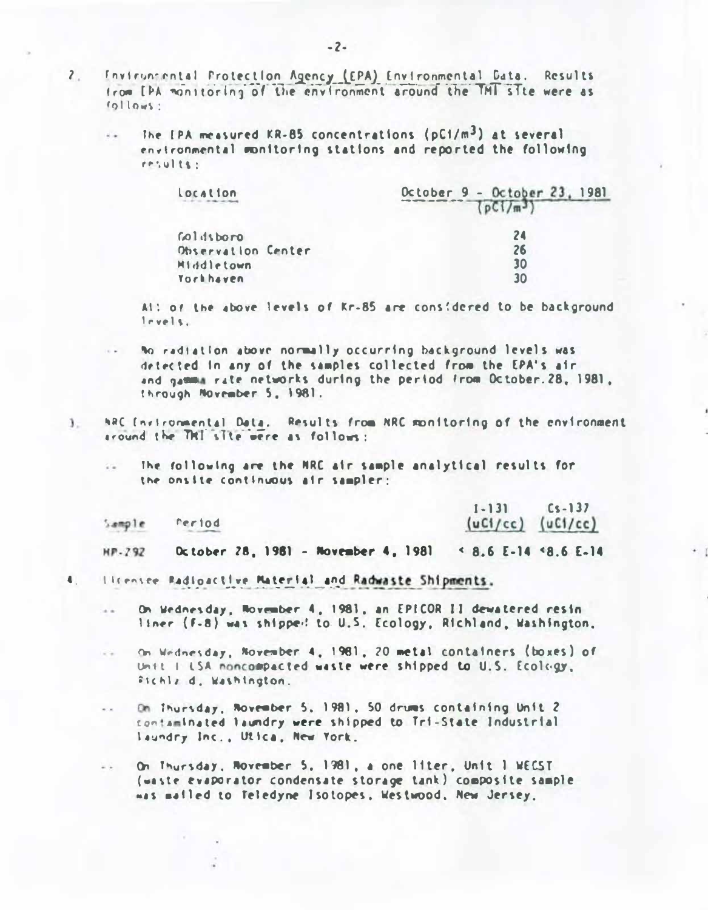2. Environmental Protection Agency (EPA) Environmental Data. Results from EPA monitoring of the environment around the TMI site were as follows:

-- The EPA measured KR-85 concentrations ($pCi/m^3$) at several environmental monitoring stations and reported the following results:

| Location | October 9 - October 23, 1981 ($pCi/m^3$) |
|---|---|
| Goldsboro | 24 |
| Observation Center | 26 |
| Middletown | 30 |
| Yorkhaven | 30 |

All of the above levels of Kr-85 are considered to be background levels.

-- No radiation above normally occurring background levels was detected in any of the samples collected from the EPA's air and gamma rate networks during the period from October 28, 1981, through November 5, 1981.

3. NRC Environmental Data. Results from NRC monitoring of the environment around the TMI site were as follows:

-- The following are the NRC air sample analytical results for the onsite continuous air sampler:

| Sample | Period | I-131 (uCi/cc) | Cs-137 (uCi/cc) |
|---|---|---|---|
| HP-292 | October 28, 1981 - November 4, 1981 | < 8.6 E-14 | <8.6 E-14 |

4. Licensee Radioactive Material and Radwaste Shipments.

-- On Wednesday, November 4, 1981, an EPICOR II dewatered resin liner (F-8) was shipped to U.S. Ecology, Richland, Washington.

-- On Wednesday, November 4, 1981, 20 metal containers (boxes) of Unit I LSA noncompacted waste were shipped to U.S. Ecology, Richland, Washington.

-- On Thursday, November 5, 1981, 50 drums containing Unit 2 contaminated laundry were shipped to Tri-State Industrial Laundry Inc., Utica, New York.

-- On Thursday, November 5, 1981, a one liter, Unit 1 WECST (waste evaporator condensate storage tank) composite sample was mailed to Teledyne Isotopes, Westwood, New Jersey.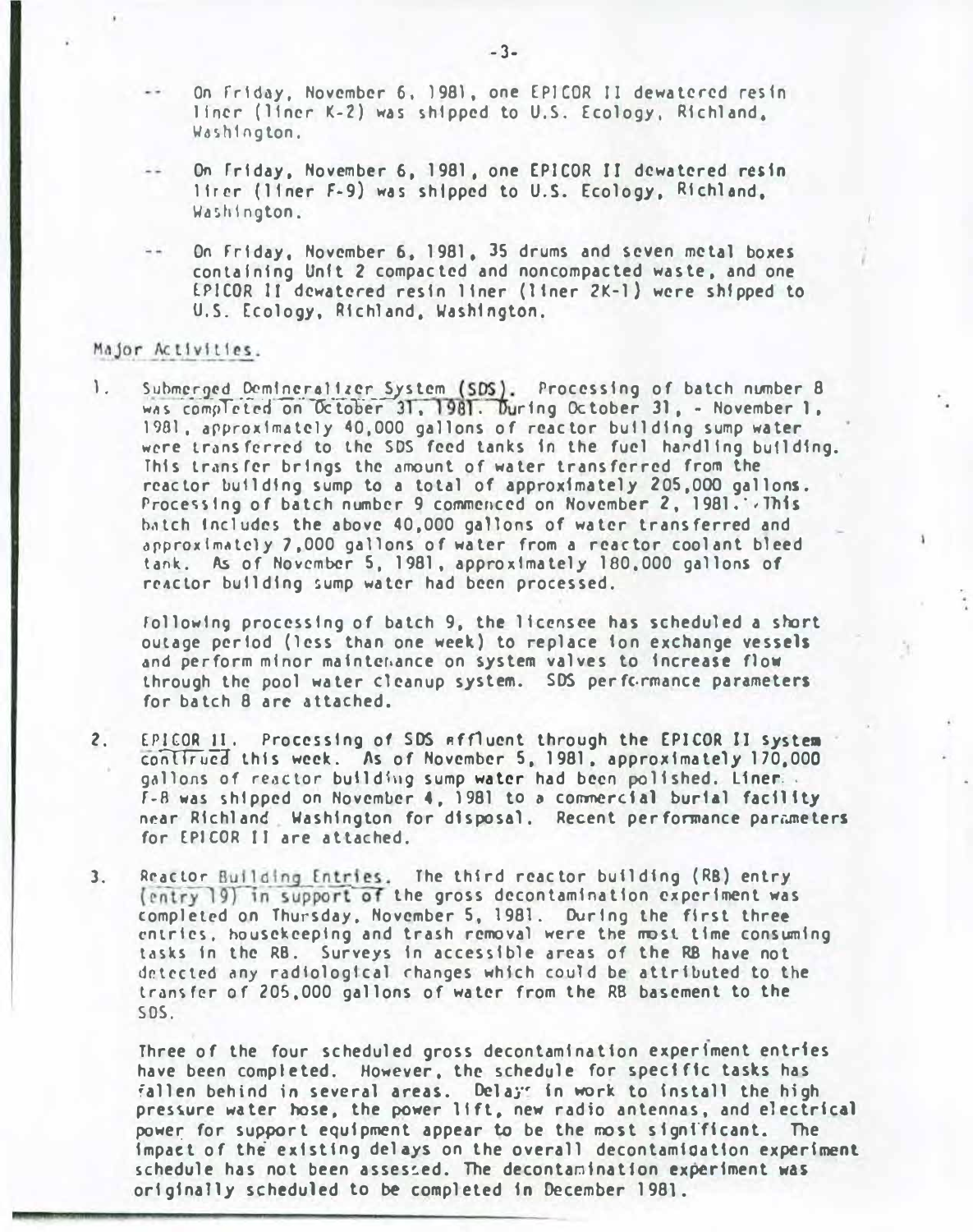-- On Friday, November 6, 1981, one EPICOR II dewatered resin liner (liner K-2) was shipped to U.S. Ecology, Richland, Washington.

-- On Friday, November 6, 1981, one EPICOR II dewatered resin liner (liner F-9) was shipped to U.S. Ecology, Richland, Washington.

-- On Friday, November 6, 1981, 35 drums and seven metal boxes containing Unit 2 compacted and noncompacted waste, and one EPICOR II dewatered resin liner (liner 2K-1) were shipped to U.S. Ecology, Richland, Washington.

Major Activities.

1. Submerged Demineralizer System (SDS). Processing of batch number 8 was completed on October 31, 1981. During October 31, - November 1, 1981, approximately 40,000 gallons of reactor building sump water were transferred to the SDS feed tanks in the fuel handling building. This transfer brings the amount of water transferred from the reactor building sump to a total of approximately 205,000 gallons. Processing of batch number 9 commenced on November 2, 1981. This batch includes the above 40,000 gallons of water transferred and approximately 7,000 gallons of water from a reactor coolant bleed tank. As of November 5, 1981, approximately 180,000 gallons of reactor building sump water had been processed.

   Following processing of batch 9, the licensee has scheduled a short outage period (less than one week) to replace ion exchange vessels and perform minor maintenance on system valves to increase flow through the pool water cleanup system. SDS performance parameters for batch 8 are attached.

2. EPICOR II. Processing of SDS effluent through the EPICOR II system continued this week. As of November 5, 1981, approximately 170,000 gallons of reactor building sump water had been polished. Liner F-8 was shipped on November 4, 1981 to a commercial burial facility near Richland Washington for disposal. Recent performance parameters for EPICOR II are attached.

3. Reactor Building Entries. The third reactor building (RB) entry (entry 19) in support of the gross decontamination experiment was completed on Thursday, November 5, 1981. During the first three entries, housekeeping and trash removal were the most time consuming tasks in the RB. Surveys in accessible areas of the RB have not detected any radiological changes which could be attributed to the transfer of 205,000 gallons of water from the RB basement to the SDS.

   Three of the four scheduled gross decontamination experiment entries have been completed. However, the schedule for specific tasks has fallen behind in several areas. Delays in work to install the high pressure water hose, the power lift, new radio antennas, and electrical power for support equipment appear to be the most significant. The impact of the existing delays on the overall decontamination experiment schedule has not been assessed. The decontamination experiment was originally scheduled to be completed in December 1981.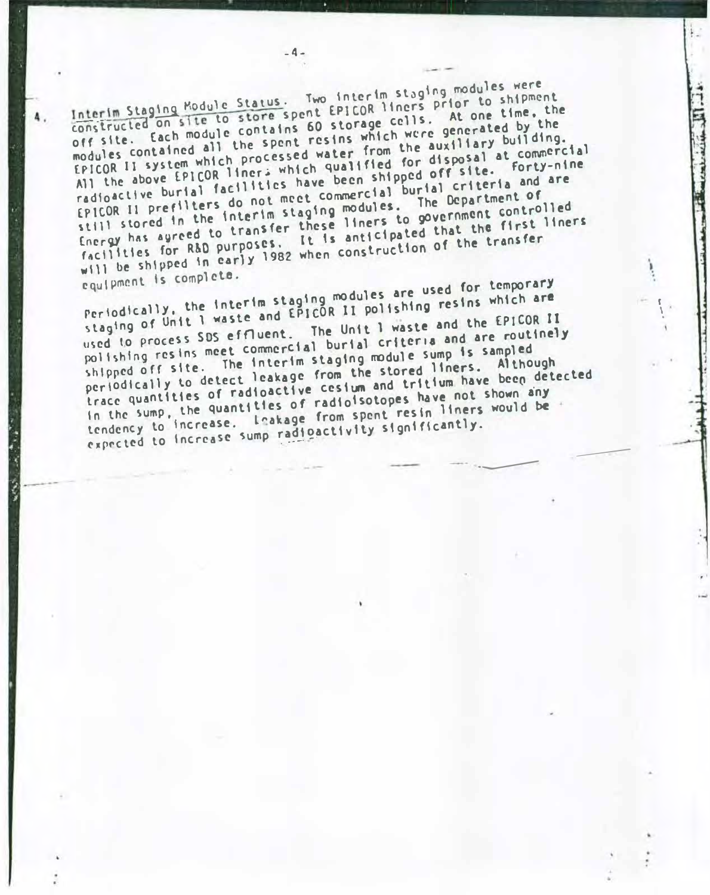4. <u>Interim Staging Module Status</u>. Two interim staging modules were constructed on site to store spent EPICOR liners prior to shipment off site. Each module contains 60 storage cells. At one time, the modules contained all the spent resins which were generated by the EPICOR II system which processed water from the auxiliary building. All the above EPICOR liners which qualified for disposal at commercial radioactive burial facilities have been shipped off site. Forty-nine EPICOR II prefilters do not meet commercial burial criteria and are still stored in the interim staging modules. The Department of Energy has agreed to transfer these liners to government controlled facilities for R&D purposes. It is anticipated that the first liners will be shipped in early 1982 when construction of the transfer equipment is complete.

Periodically, the interim staging modules are used for temporary staging of Unit 1 waste and EPICOR II polishing resins which are used to process SDS effluent. The Unit 1 waste and the EPICOR II polishing resins meet commercial burial criteria and are routinely shipped off site. The interim staging module sump is sampled periodically to detect leakage from the stored liners. Although trace quantities of radioactive cesium and tritium have been detected in the sump, the quantities of radioisotopes have not shown any tendency to increase. Leakage from spent resin liners would be expected to increase sump radioactivity significantly.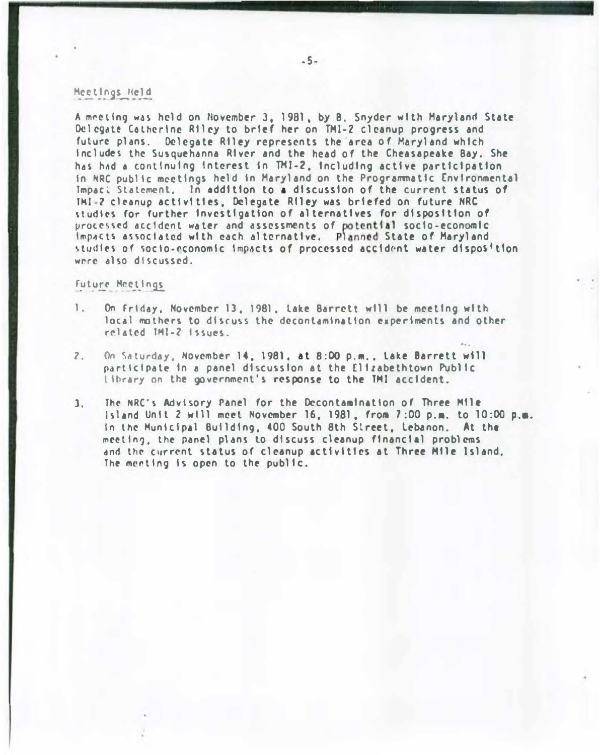## Meetings Held

A meeting was held on November 3, 1981, by B. Snyder with Maryland State Delegate Catherine Riley to brief her on TMI-2 cleanup progress and future plans. Delegate Riley represents the area of Maryland which includes the Susquehanna River and the head of the Cheasapeake Bay. She has had a continuing interest in TMI-2, including active participation in NRC public meetings held in Maryland on the Programmatic Environmental Impact Statement. In addition to a discussion of the current status of TMI-2 cleanup activities, Delegate Riley was briefed on future NRC studies for further investigation of alternatives for disposition of processed accident water and assessments of potential socio-economic impacts associated with each alternative. Planned State of Maryland studies of socio-economic impacts of processed accident water disposition were also discussed.

## Future Meetings

1. On Friday, November 13, 1981, Lake Barrett will be meeting with local mothers to discuss the decontamination experiments and other related TMI-2 issues.

2. On Saturday, November 14, 1981, at 8:00 p.m., Lake Barrett will participate in a panel discussion at the Elizabethtown Public Library on the government's response to the TMI accident.

3. The NRC's Advisory Panel for the Decontamination of Three Mile Island Unit 2 will meet November 16, 1981, from 7:00 p.m. to 10:00 p.m. in the Municipal Building, 400 South 8th Street, Lebanon. At the meeting, the panel plans to discuss cleanup financial problems and the current status of cleanup activities at Three Mile Island. The meeting is open to the public.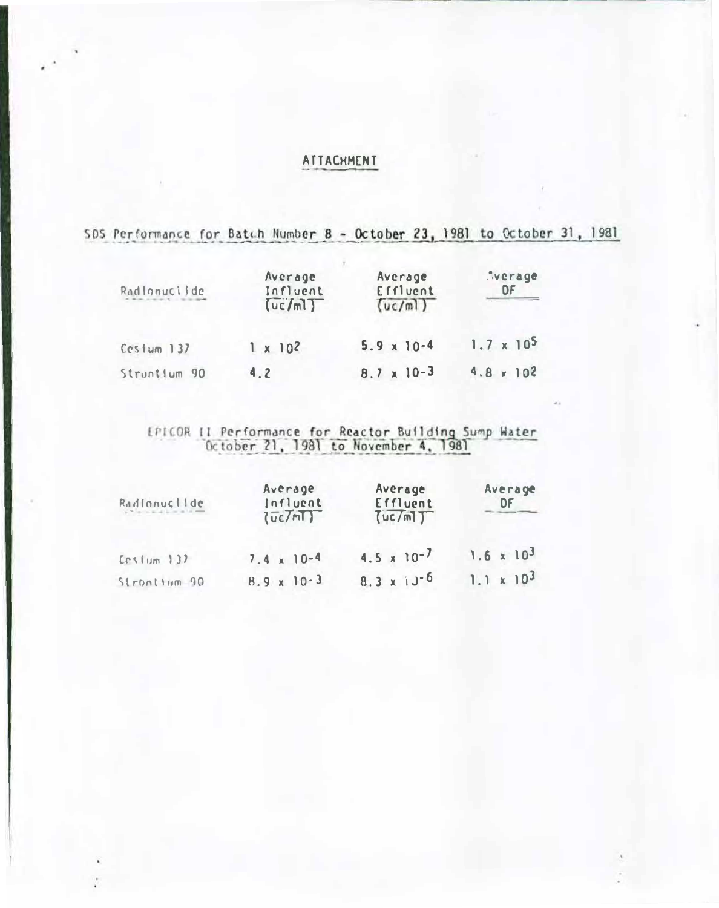# ATTACHMENT

## SDS Performance for Batch Number 8 - October 23, 1981 to October 31, 1981

| Radionuclide | Average Influent (uc/ml) | Average Effluent (uc/ml) | Average DF |
|---|---|---|---|
| Cesium 137 | $1 \times 10^{2}$ | $5.9 \times 10^{-4}$ | $1.7 \times 10^{5}$ |
| Strontium 90 | 4.2 | $8.7 \times 10^{-3}$ | $4.8 \times 10^{2}$ |

## EPICOR II Performance for Reactor Building Sump Water October 21, 1981 to November 4, 1981

| Radionuclide | Average Influent (uc/ml) | Average Effluent (uc/ml) | Average DF |
|---|---|---|---|
| Cesium 137 | $7.4 \times 10^{-4}$ | $4.5 \times 10^{-7}$ | $1.6 \times 10^{3}$ |
| Strontium 90 | $8.9 \times 10^{-3}$ | $8.3 \times 10^{-6}$ | $1.1 \times 10^{3}$ |